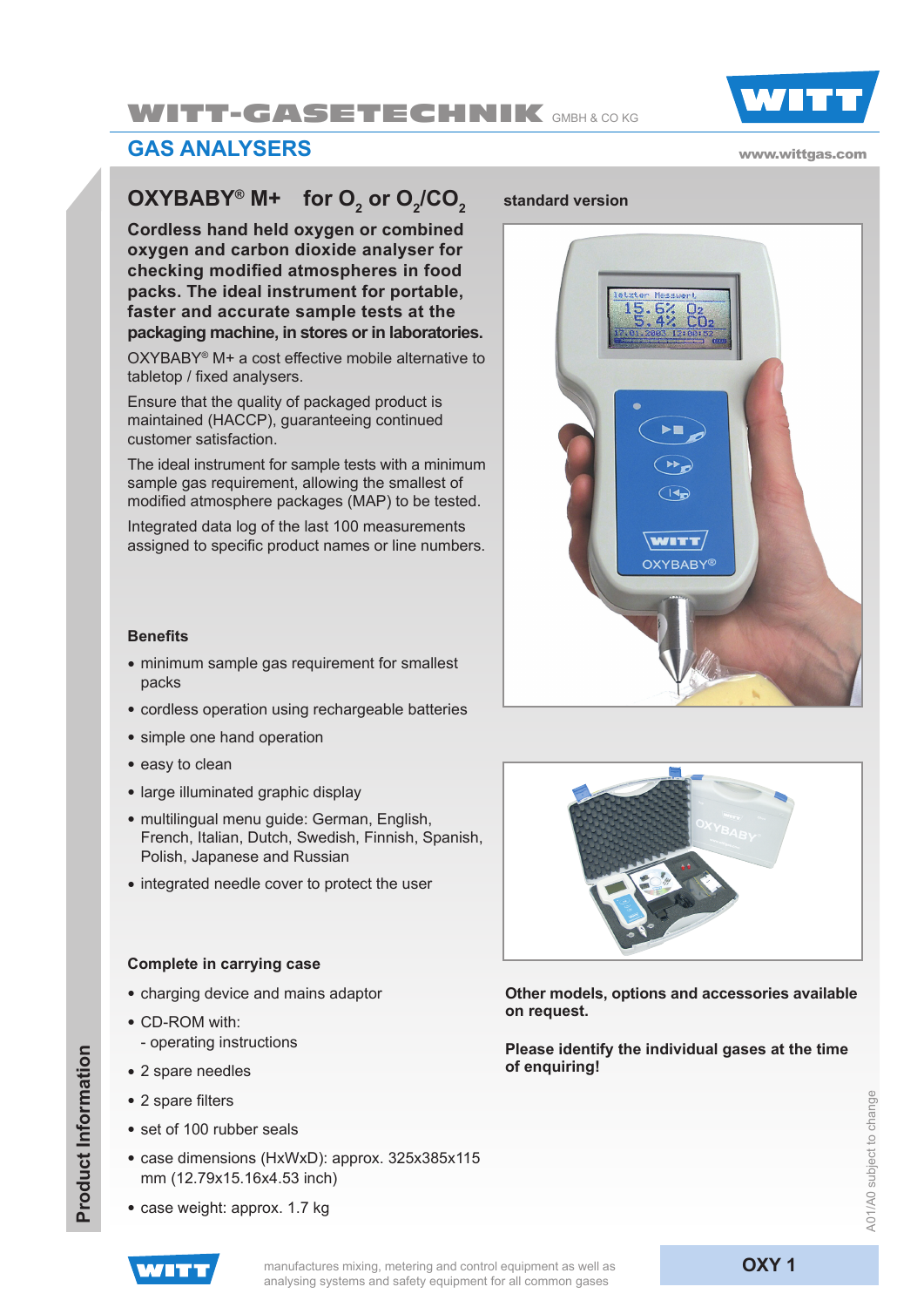# WITT-GASETECHNIK GMBH & CO KG

## GAS ANALYSERS

www.wittgas.com

## OXYBABY® M+ for $O_2$ or $O_2/CO_2$

**Cordless hand held oxygen or combined oxygen and carbon dioxide analyser for checking modified atmospheres in food packs. The ideal instrument for portable, faster and accurate sample tests at the packaging machine, in stores or in laboratories.**

OXYBABY® M+ a cost effective mobile alternative to tabletop / fixed analysers.

Ensure that the quality of packaged product is maintained (HACCP), guaranteeing continued customer satisfaction.

The ideal instrument for sample tests with a minimum sample gas requirement, allowing the smallest of modified atmosphere packages (MAP) to be tested.

Integrated data log of the last 100 measurements assigned to specific product names or line numbers.

**standard version**

### Benefits

- minimum sample gas requirement for smallest packs
- cordless operation using rechargeable batteries
- simple one hand operation
- easy to clean
- large illuminated graphic display
- multilingual menu guide: German, English, French, Italian, Dutch, Swedish, Finnish, Spanish, Polish, Japanese and Russian
- integrated needle cover to protect the user

### Complete in carrying case

- charging device and mains adaptor
- CD-ROM with:
  - operating instructions
- 2 spare needles
- 2 spare filters
- set of 100 rubber seals
- case dimensions (HxWxD): approx. 325x385x115 mm (12.79x15.16x4.53 inch)
- case weight: approx. 1.7 kg

**Other models, options and accessories available on request.**

**Please identify the individual gases at the time of enquiring!**

A01/A0 subject to change

Product Information

manufactures mixing, metering and control equipment as well as analysing systems and safety equipment for all common gases

**OXY 1**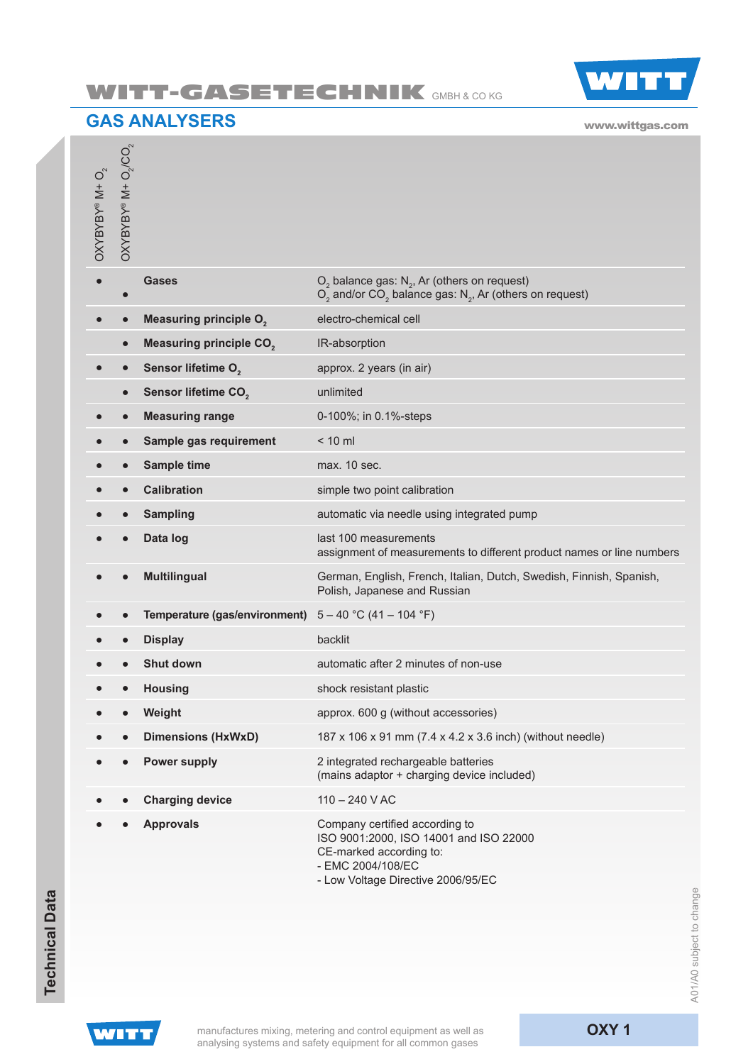# WITT-GASETECHNIK GMBH & CO KG

## GAS ANALYSERS

www.wittgas.com

| OXYBYBY® M+ $O_2$ | OXYBYBY® M+ $O_2/CO_2$ | | |
|---|---|---|---|
| ● | | **Gases** | $O_2$ balance gas: $N_2$, Ar (others on request) |
| | ● | | $O_2$ and/or $CO_2$ balance gas: $N_2$, Ar (others on request) |
| ● | ● | **Measuring principle $O_2$** | electro-chemical cell |
| | ● | **Measuring principle $CO_2$** | IR-absorption |
| ● | ● | **Sensor lifetime $O_2$** | approx. 2 years (in air) |
| | ● | **Sensor lifetime $CO_2$** | unlimited |
| ● | ● | **Measuring range** | 0-100%; in 0.1%-steps |
| ● | ● | **Sample gas requirement** | < 10 ml |
| ● | ● | **Sample time** | max. 10 sec. |
| ● | ● | **Calibration** | simple two point calibration |
| ● | ● | **Sampling** | automatic via needle using integrated pump |
| ● | ● | **Data log** | last 100 measurements<br>assignment of measurements to different product names or line numbers |
| ● | ● | **Multilingual** | German, English, French, Italian, Dutch, Swedish, Finnish, Spanish, Polish, Japanese and Russian |
| ● | ● | **Temperature (gas/environment)** | 5 – 40 °C (41 – 104 °F) |
| ● | ● | **Display** | backlit |
| ● | ● | **Shut down** | automatic after 2 minutes of non-use |
| ● | ● | **Housing** | shock resistant plastic |
| ● | ● | **Weight** | approx. 600 g (without accessories) |
| ● | ● | **Dimensions (HxWxD)** | 187 x 106 x 91 mm (7.4 x 4.2 x 3.6 inch) (without needle) |
| ● | ● | **Power supply** | 2 integrated rechargeable batteries<br>(mains adaptor + charging device included) |
| ● | ● | **Charging device** | 110 – 240 V AC |
| ● | ● | **Approvals** | Company certified according to<br>ISO 9001:2000, ISO 14001 and ISO 22000<br>CE-marked according to:<br>- EMC 2004/108/EC<br>- Low Voltage Directive 2006/95/EC |

Technical Data

A01/A0 subject to change

manufactures mixing, metering and control equipment as well as analysing systems and safety equipment for all common gases

OXY 1